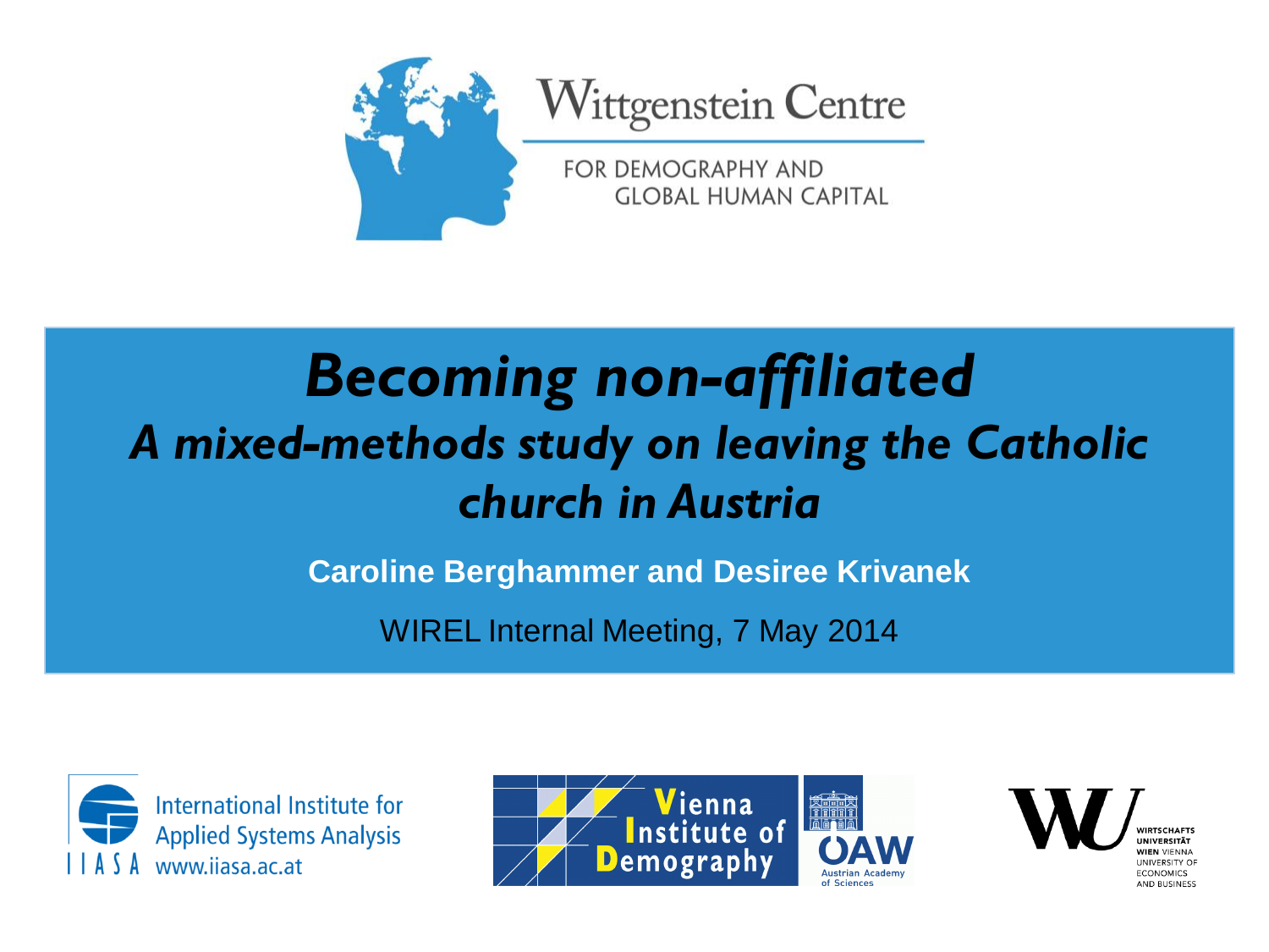Wittgenstein Centre

FOR DEMOGRAPHY AND GLOBAL HUMAN CAPITAL

# *Becoming non-affiliated*

## *A mixed-methods study on leaving the Catholic church in Austria*

**Caroline Berghammer and Desiree Krivanek**

WIREL Internal Meeting, 7 May 2014

International Institute for Applied Systems Analysis
IIASA www.iiasa.ac.at

Vienna Institute of Demography

ÖAW Austrian Academy of Sciences

WU Wirtschaftsuniversität Wien Vienna University of Economics and Business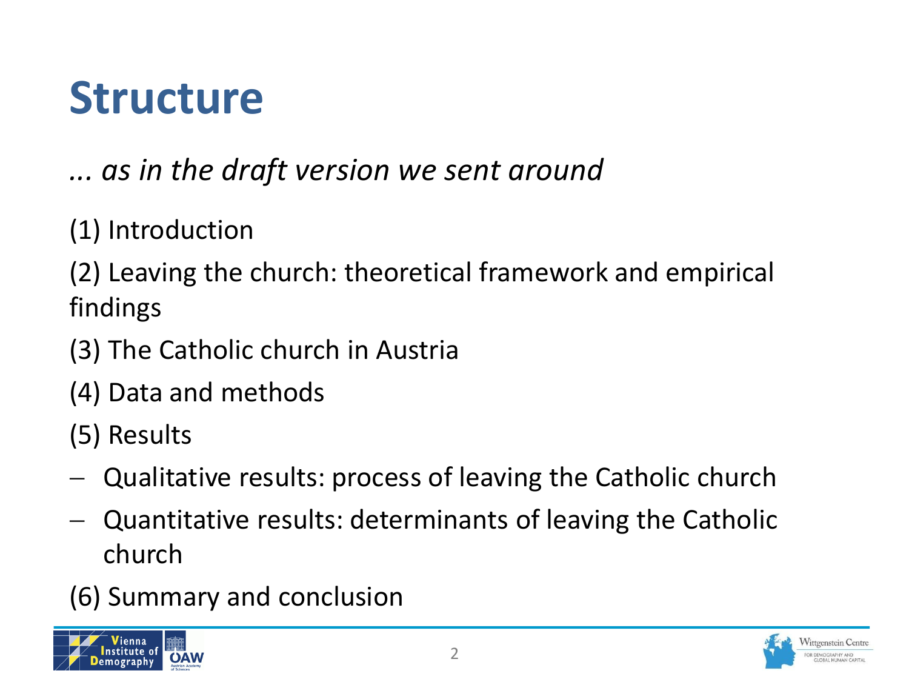# Structure

*... as in the draft version we sent around*

(1) Introduction

(2) Leaving the church: theoretical framework and empirical findings

(3) The Catholic church in Austria

(4) Data and methods

(5) Results

- Qualitative results: process of leaving the Catholic church
- Quantitative results: determinants of leaving the Catholic church

(6) Summary and conclusion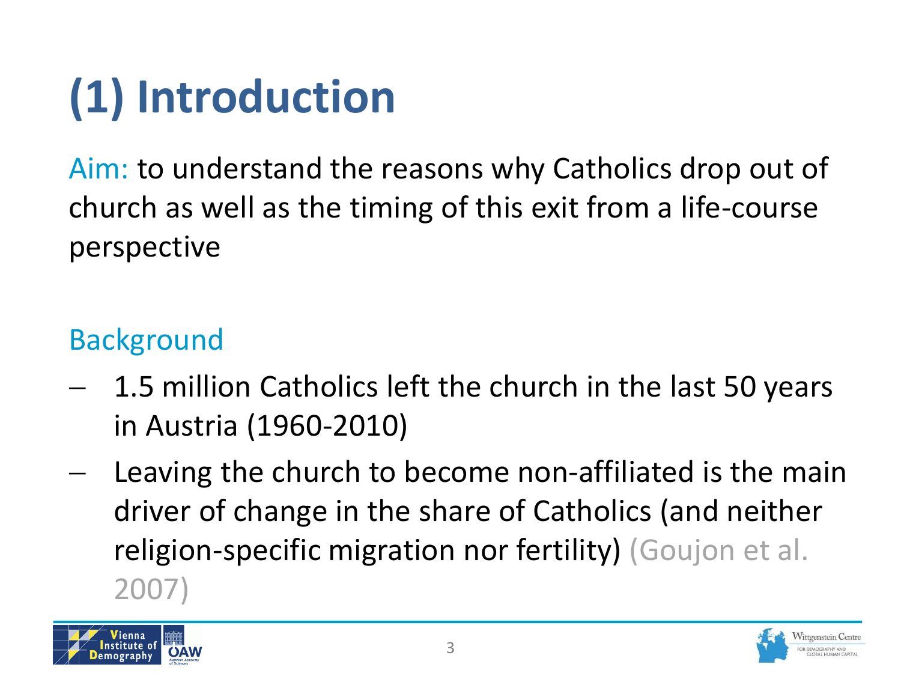# (1) Introduction

Aim: to understand the reasons why Catholics drop out of church as well as the timing of this exit from a life-course perspective

## Background

- 1.5 million Catholics left the church in the last 50 years in Austria (1960-2010)
- Leaving the church to become non-affiliated is the main driver of change in the share of Catholics (and neither religion-specific migration nor fertility) (Goujon et al. 2007)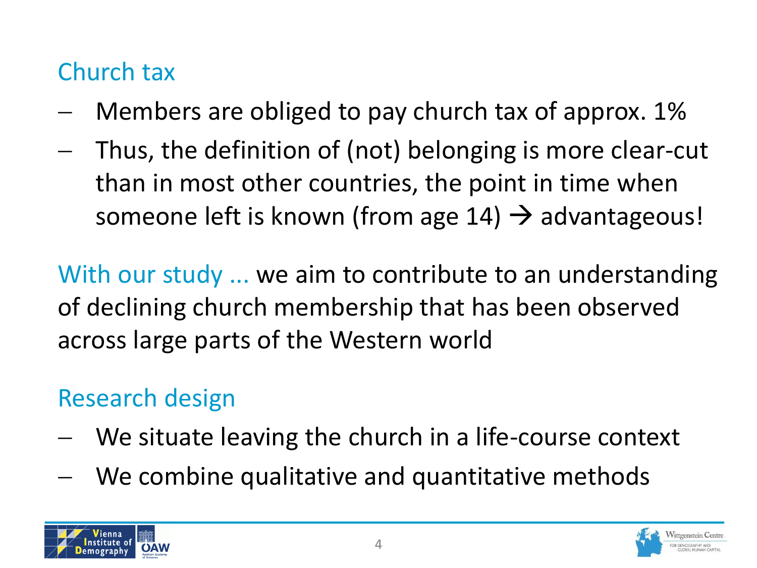## Church tax

- Members are obliged to pay church tax of approx. 1%
- Thus, the definition of (not) belonging is more clear-cut than in most other countries, the point in time when someone left is known (from age 14) → advantageous!

With our study ... we aim to contribute to an understanding of declining church membership that has been observed across large parts of the Western world

## Research design

- We situate leaving the church in a life-course context
- We combine qualitative and quantitative methods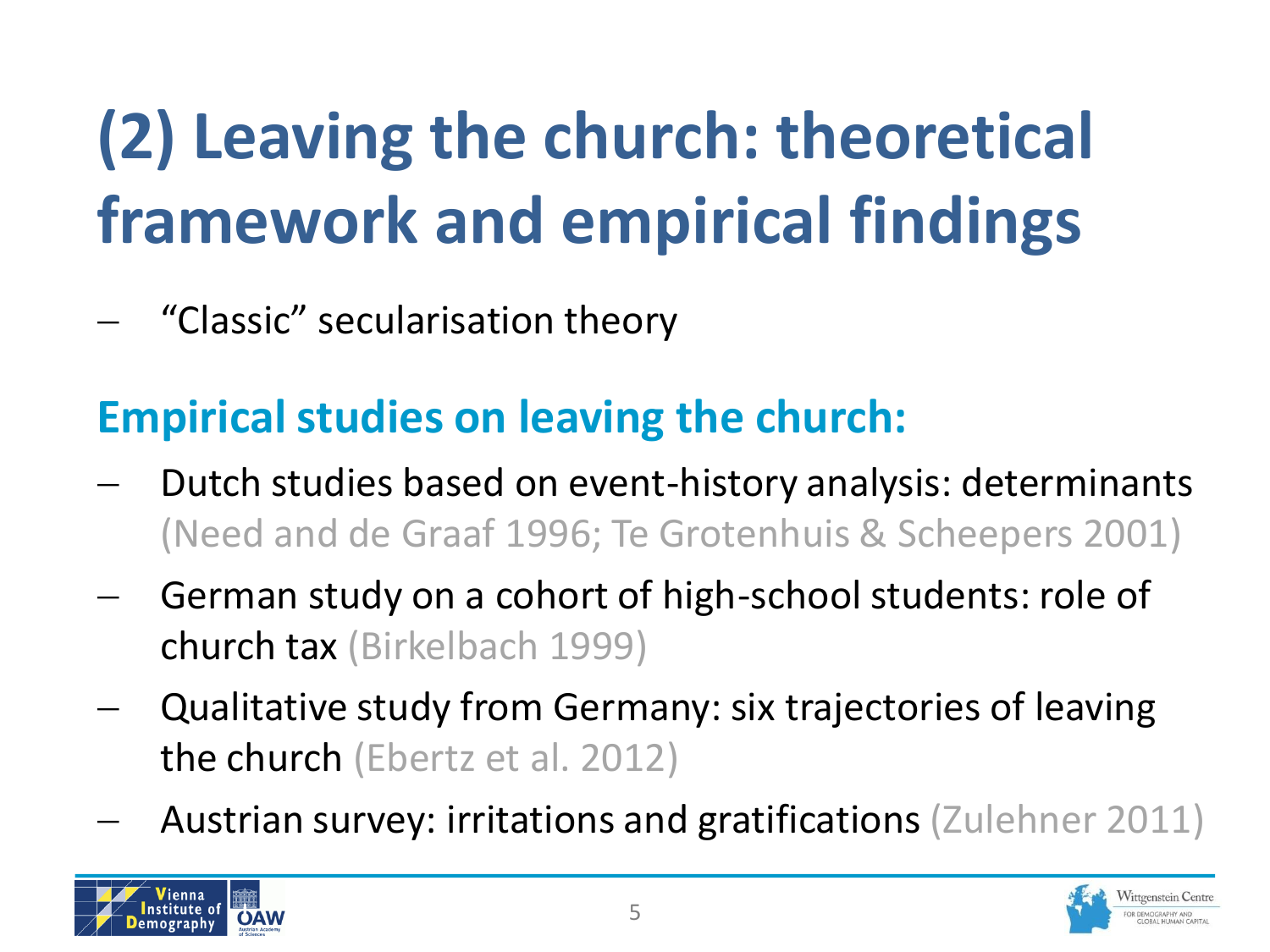# (2) Leaving the church: theoretical framework and empirical findings

- "Classic" secularisation theory

## Empirical studies on leaving the church:

- Dutch studies based on event-history analysis: determinants (Need and de Graaf 1996; Te Grotenhuis & Scheepers 2001)
- German study on a cohort of high-school students: role of church tax (Birkelbach 1999)
- Qualitative study from Germany: six trajectories of leaving the church (Ebertz et al. 2012)
- Austrian survey: irritations and gratifications (Zulehner 2011)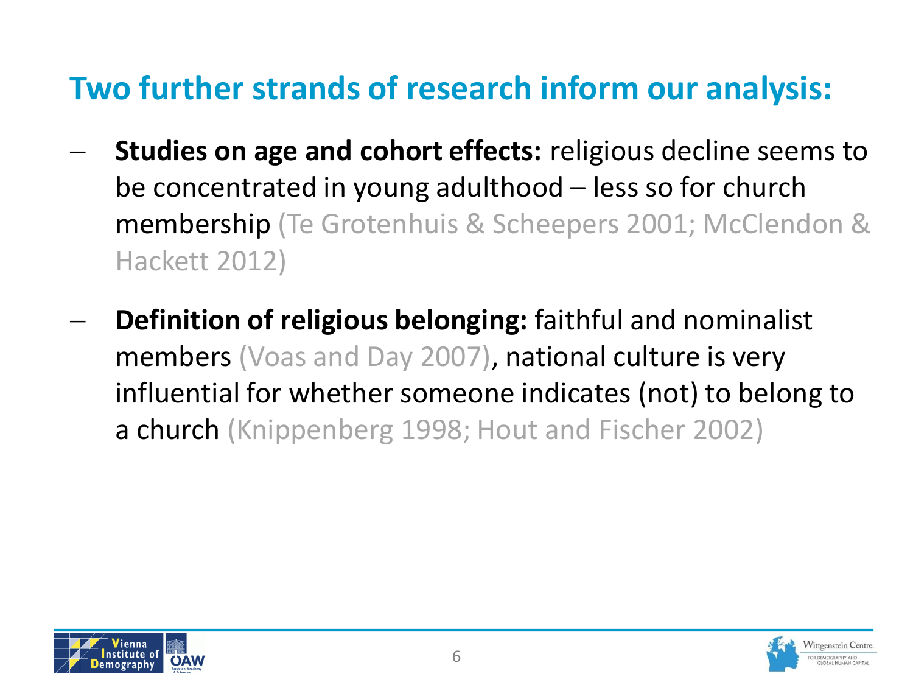## Two further strands of research inform our analysis:

- **Studies on age and cohort effects:** religious decline seems to be concentrated in young adulthood – less so for church membership (Te Grotenhuis & Scheepers 2001; McClendon & Hackett 2012)
- **Definition of religious belonging:** faithful and nominalist members (Voas and Day 2007), national culture is very influential for whether someone indicates (not) to belong to a church (Knippenberg 1998; Hout and Fischer 2002)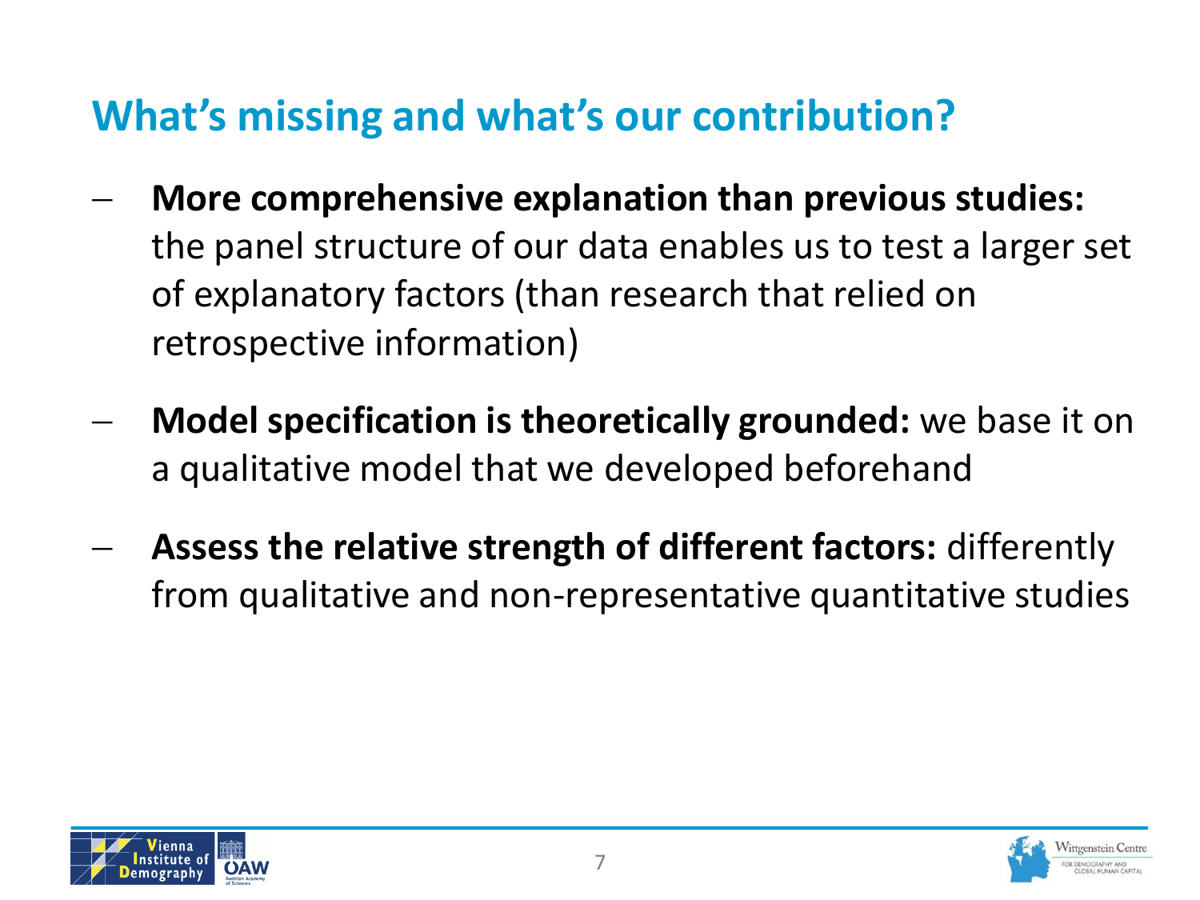## What's missing and what's our contribution?

- **More comprehensive explanation than previous studies:** the panel structure of our data enables us to test a larger set of explanatory factors (than research that relied on retrospective information)
- **Model specification is theoretically grounded:** we base it on a qualitative model that we developed beforehand
- **Assess the relative strength of different factors:** differently from qualitative and non-representative quantitative studies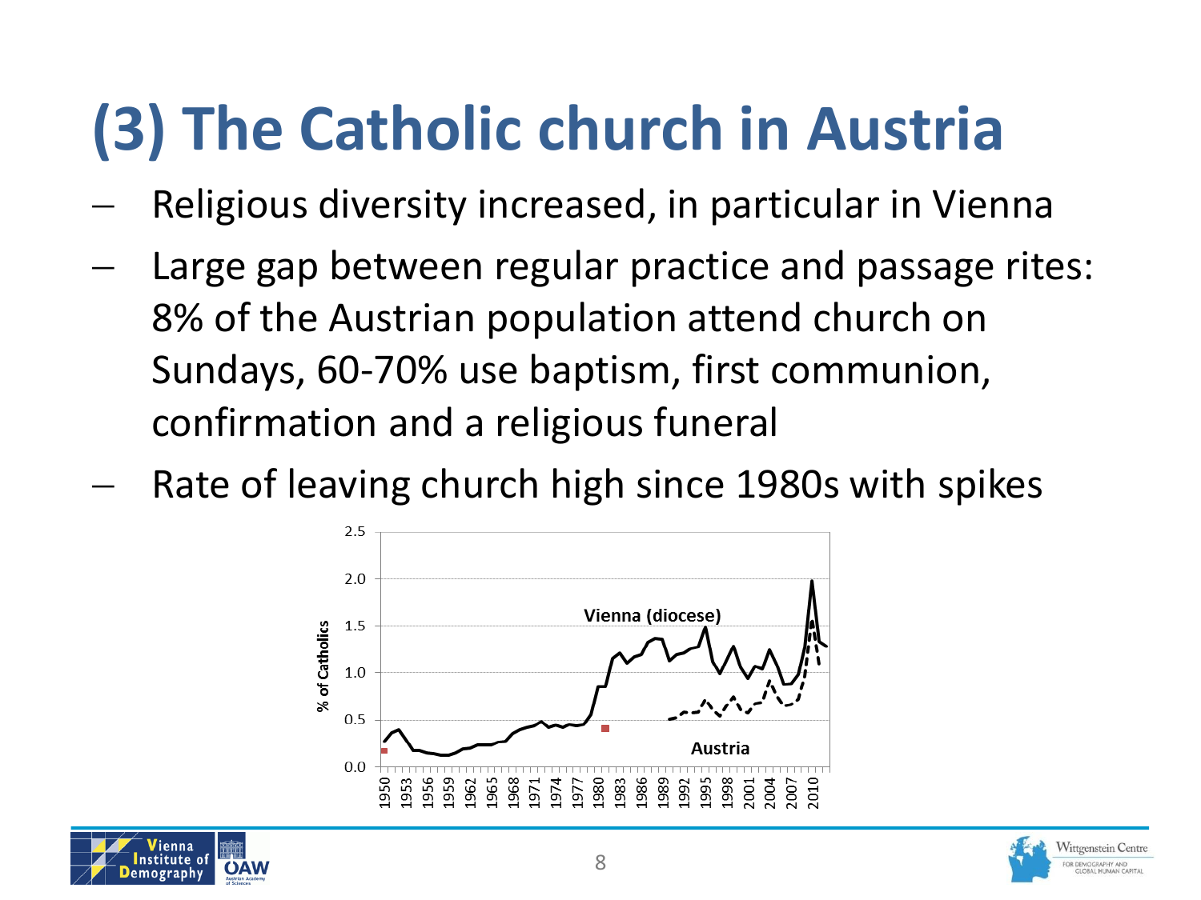# (3) The Catholic church in Austria

- Religious diversity increased, in particular in Vienna
- Large gap between regular practice and passage rites: 8% of the Austrian population attend church on Sundays, 60-70% use baptism, first communion, confirmation and a religious funeral
- Rate of leaving church high since 1980s with spikes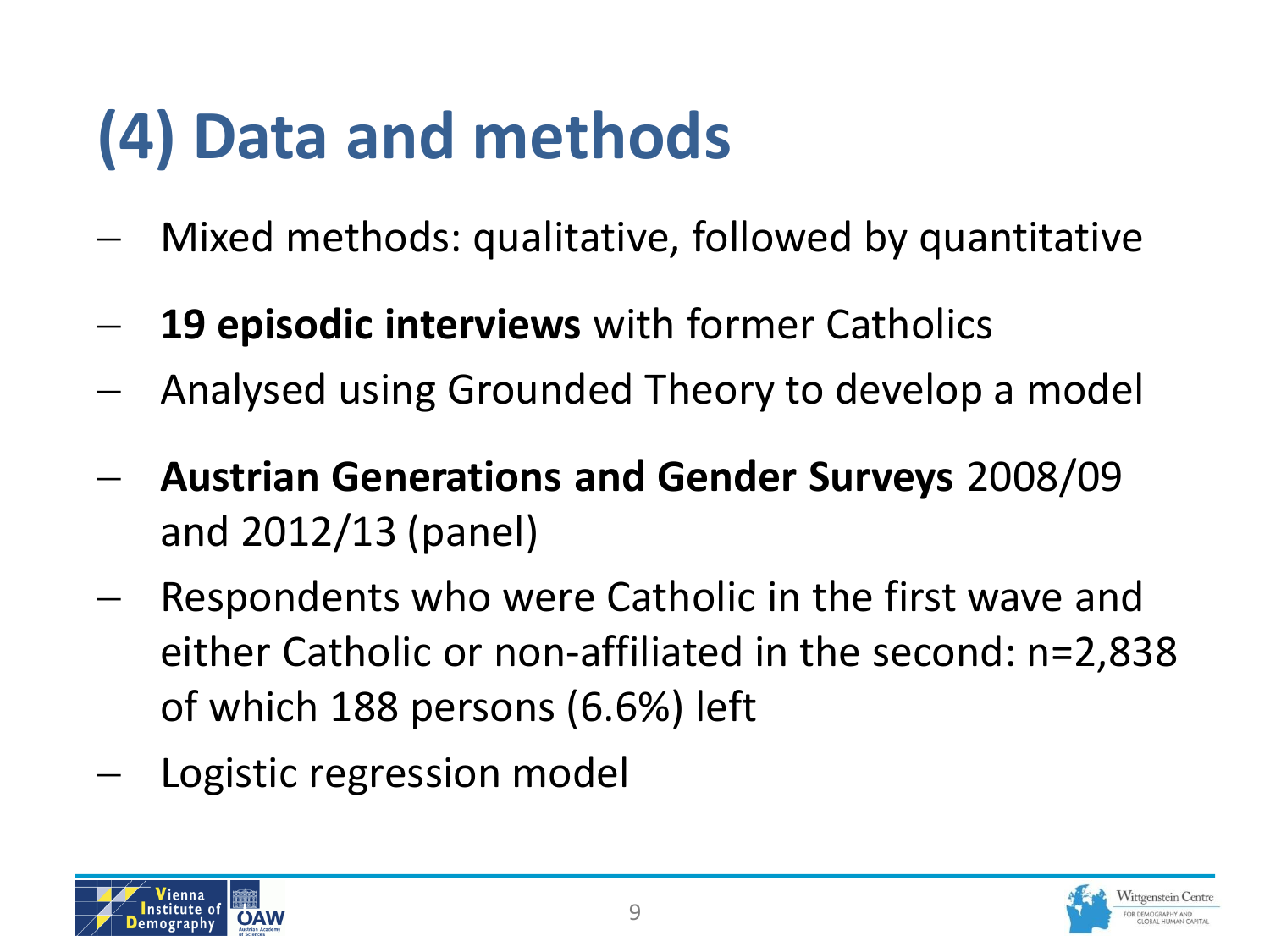# (4) Data and methods

- Mixed methods: qualitative, followed by quantitative
- **19 episodic interviews** with former Catholics
- Analysed using Grounded Theory to develop a model
- **Austrian Generations and Gender Surveys** 2008/09 and 2012/13 (panel)
- Respondents who were Catholic in the first wave and either Catholic or non-affiliated in the second: n=2,838 of which 188 persons (6.6%) left
- Logistic regression model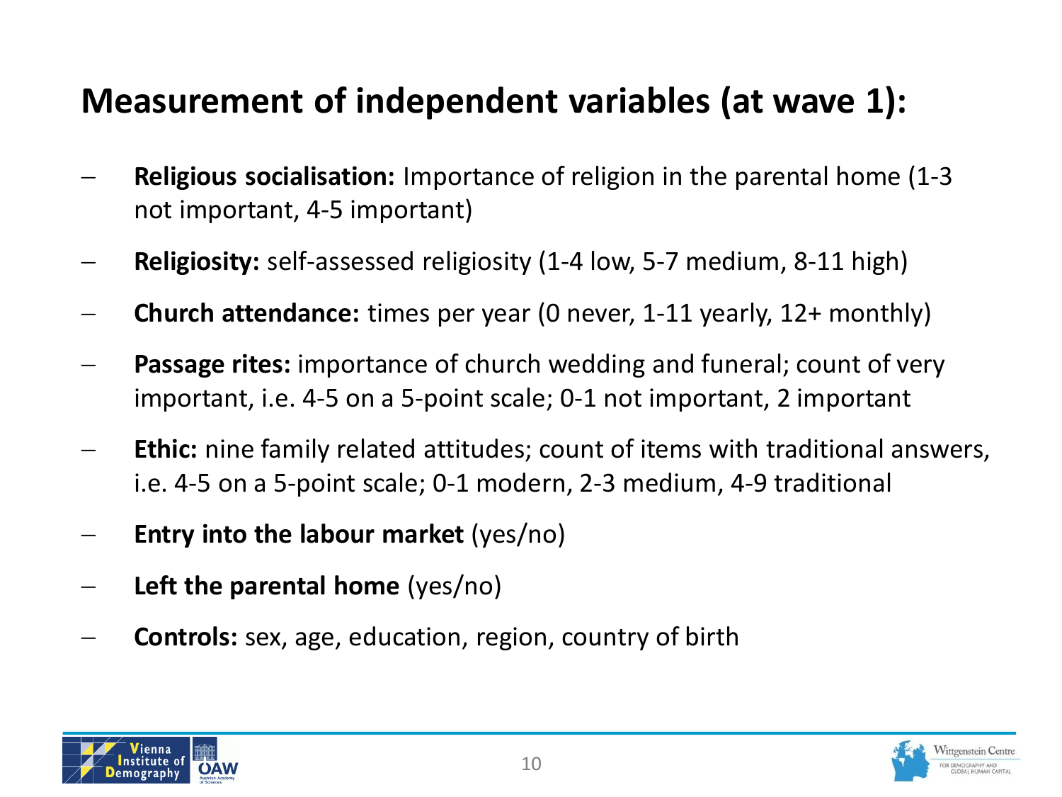# Measurement of independent variables (at wave 1):

- **Religious socialisation:** Importance of religion in the parental home (1-3 not important, 4-5 important)
- **Religiosity:** self-assessed religiosity (1-4 low, 5-7 medium, 8-11 high)
- **Church attendance:** times per year (0 never, 1-11 yearly, 12+ monthly)
- **Passage rites:** importance of church wedding and funeral; count of very important, i.e. 4-5 on a 5-point scale; 0-1 not important, 2 important
- **Ethic:** nine family related attitudes; count of items with traditional answers, i.e. 4-5 on a 5-point scale; 0-1 modern, 2-3 medium, 4-9 traditional
- **Entry into the labour market** (yes/no)
- **Left the parental home** (yes/no)
- **Controls:** sex, age, education, region, country of birth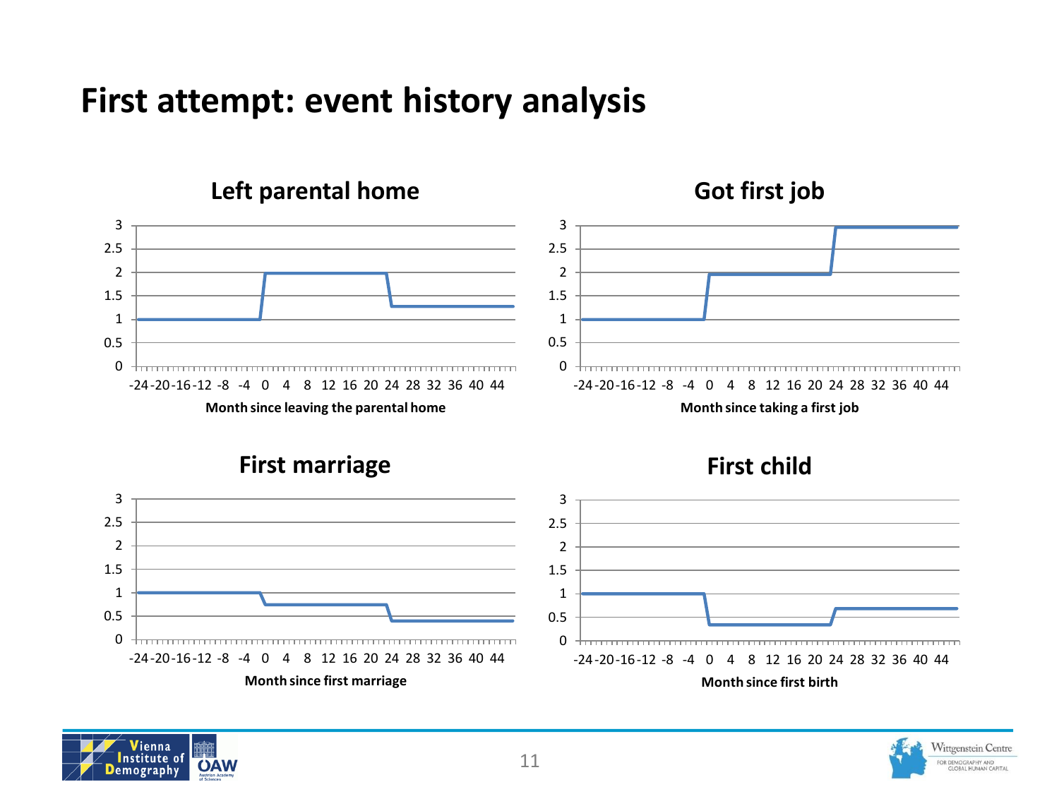# First attempt: event history analysis

### Left parental home

Month since leaving the parental home

### Got first job

Month since taking a first job

### First marriage

Month since first marriage

### First child

Month since first birth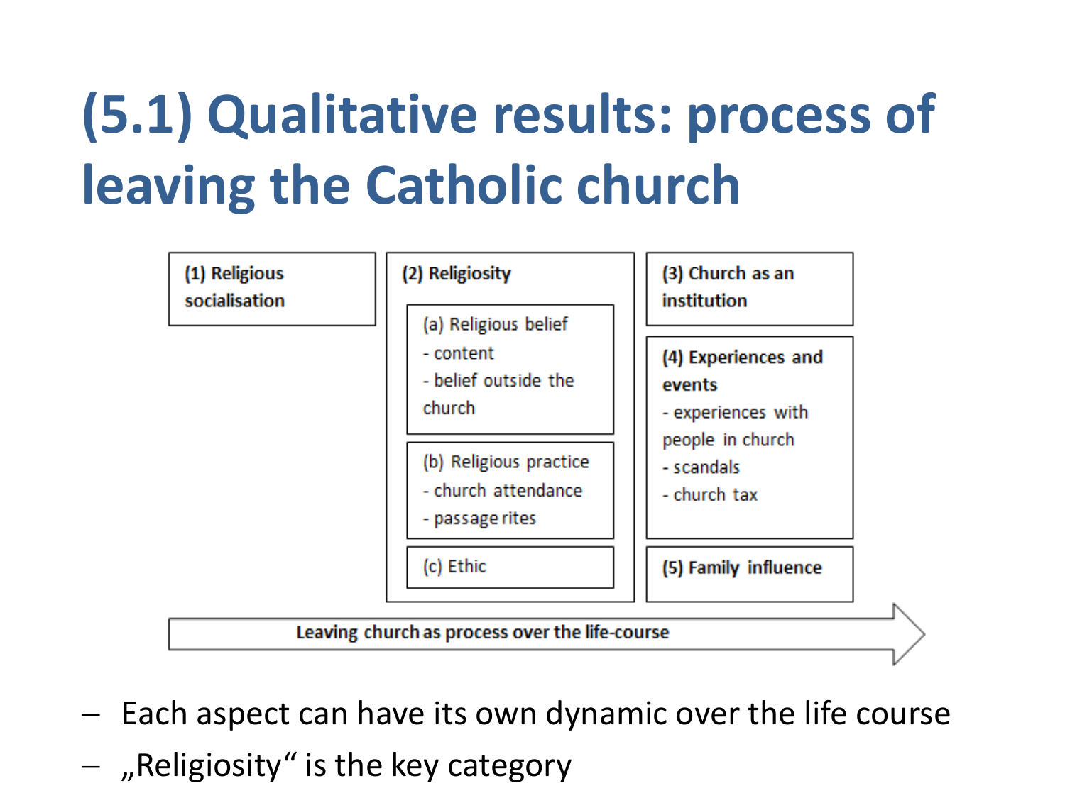# (5.1) Qualitative results: process of leaving the Catholic church

**(1) Religious socialisation**

**(2) Religiosity**

(a) Religious belief
- content
- belief outside the church

(b) Religious practice
- church attendance
- passage rites

(c) Ethic

**(3) Church as an institution**

**(4) Experiences and events**
- experiences with people in church
- scandals
- church tax

**(5) Family influence**

**Leaving church as process over the life-course**

- Each aspect can have its own dynamic over the life course
- „Religiosity" is the key category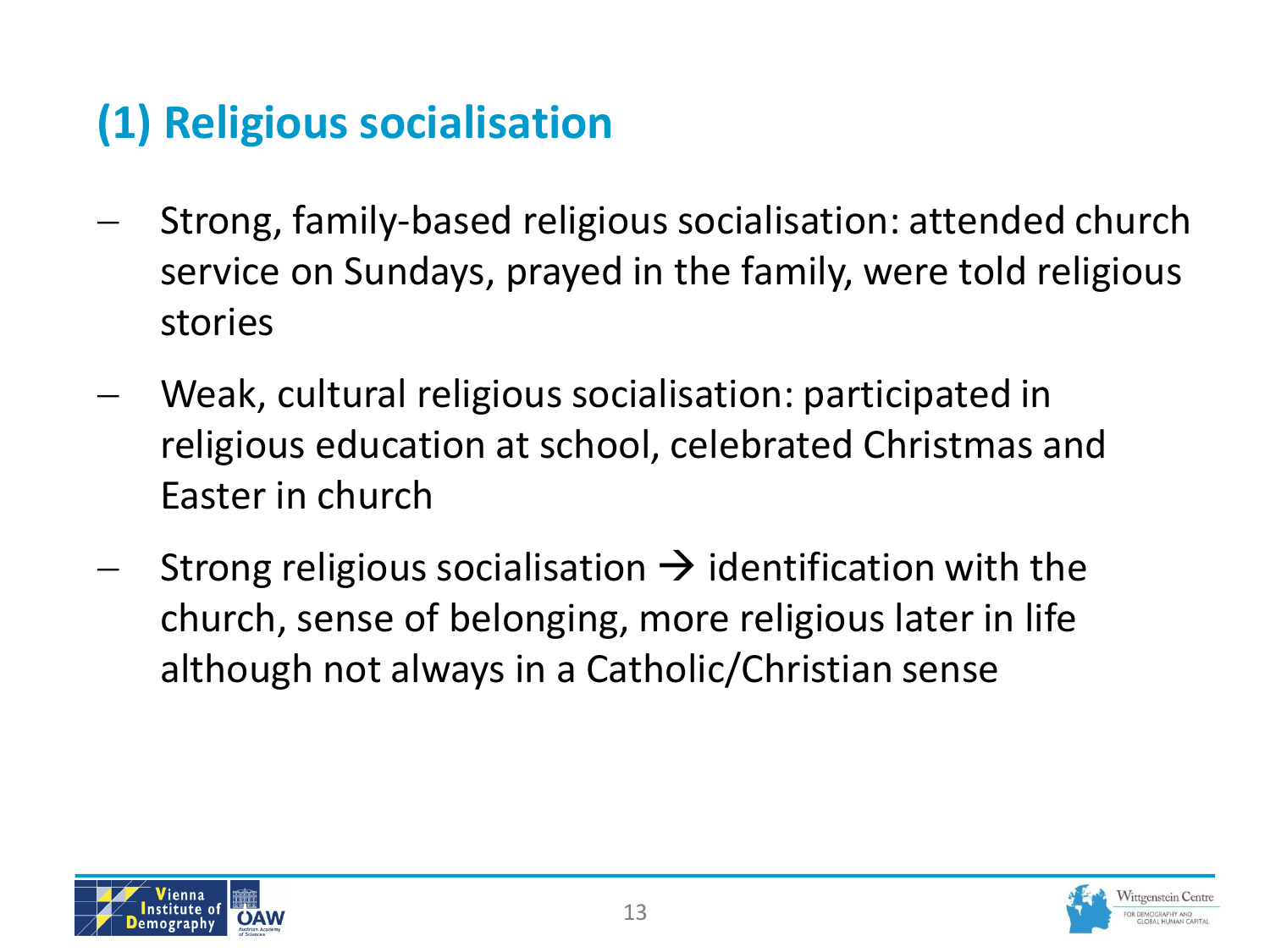## (1) Religious socialisation

- Strong, family-based religious socialisation: attended church service on Sundays, prayed in the family, were told religious stories
- Weak, cultural religious socialisation: participated in religious education at school, celebrated Christmas and Easter in church
- Strong religious socialisation → identification with the church, sense of belonging, more religious later in life although not always in a Catholic/Christian sense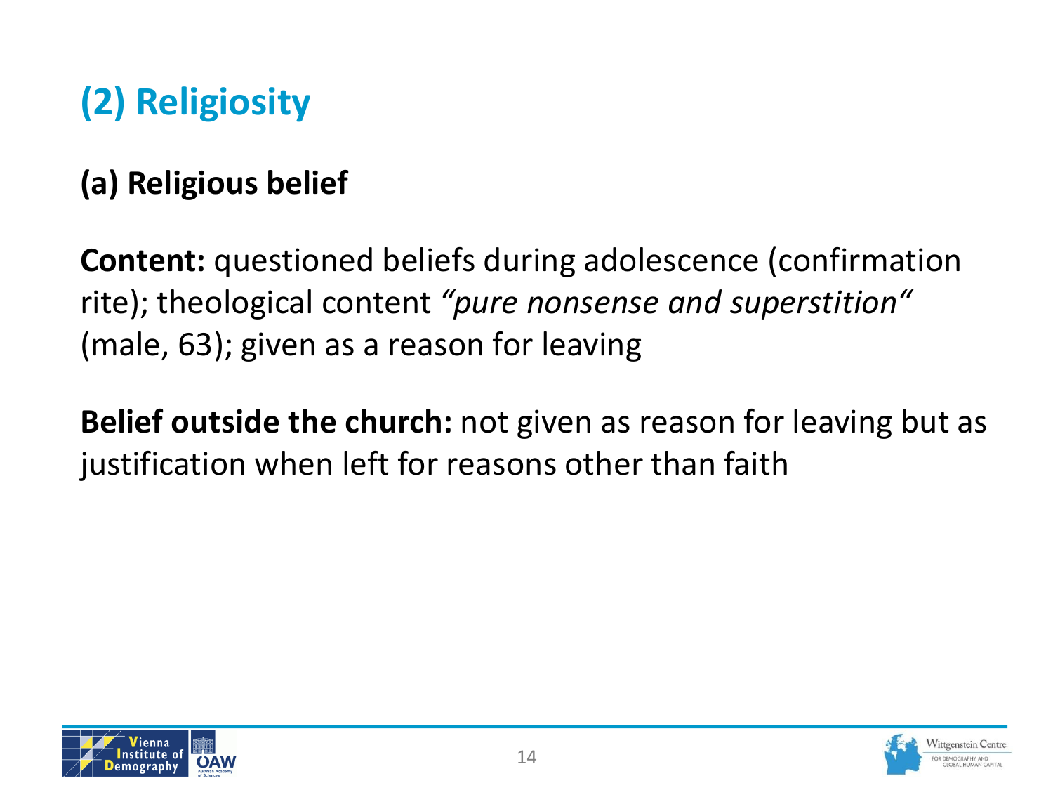# (2) Religiosity

## (a) Religious belief

**Content:** questioned beliefs during adolescence (confirmation rite); theological content *“pure nonsense and superstition“* (male, 63); given as a reason for leaving

**Belief outside the church:** not given as reason for leaving but as justification when left for reasons other than faith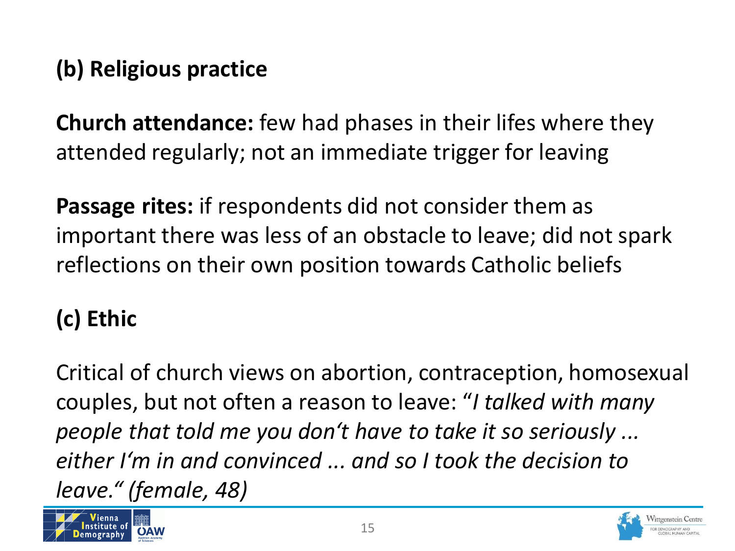## (b) Religious practice

**Church attendance:** few had phases in their lifes where they attended regularly; not an immediate trigger for leaving

**Passage rites:** if respondents did not consider them as important there was less of an obstacle to leave; did not spark reflections on their own position towards Catholic beliefs

## (c) Ethic

Critical of church views on abortion, contraception, homosexual couples, but not often a reason to leave: "*I talked with many people that told me you don't have to take it so seriously ... either I'm in and convinced ... and so I took the decision to leave.*" *(female, 48)*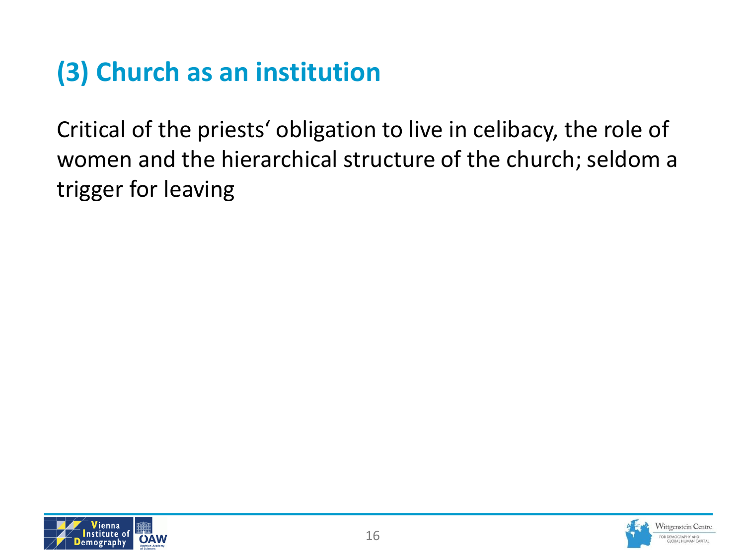# (3) Church as an institution

Critical of the priests‘ obligation to live in celibacy, the role of women and the hierarchical structure of the church; seldom a trigger for leaving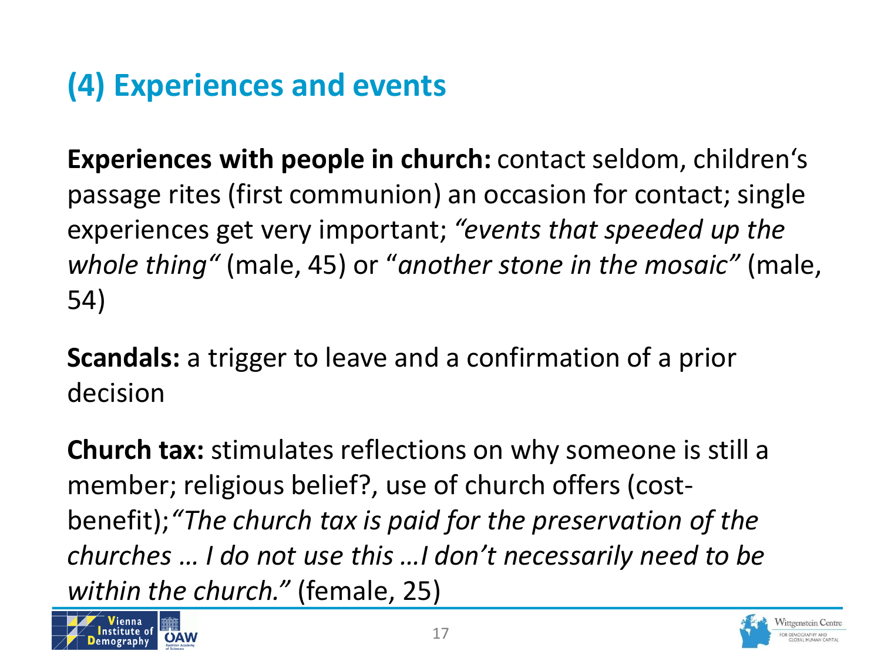# (4) Experiences and events

**Experiences with people in church:** contact seldom, children's passage rites (first communion) an occasion for contact; single experiences get very important; *"events that speeded up the whole thing"* (male, 45) or "*another stone in the mosaic"* (male, 54)

**Scandals:** a trigger to leave and a confirmation of a prior decision

**Church tax:** stimulates reflections on why someone is still a member; religious belief?, use of church offers (cost-benefit);*"The church tax is paid for the preservation of the churches … I do not use this …I don't necessarily need to be within the church."* (female, 25)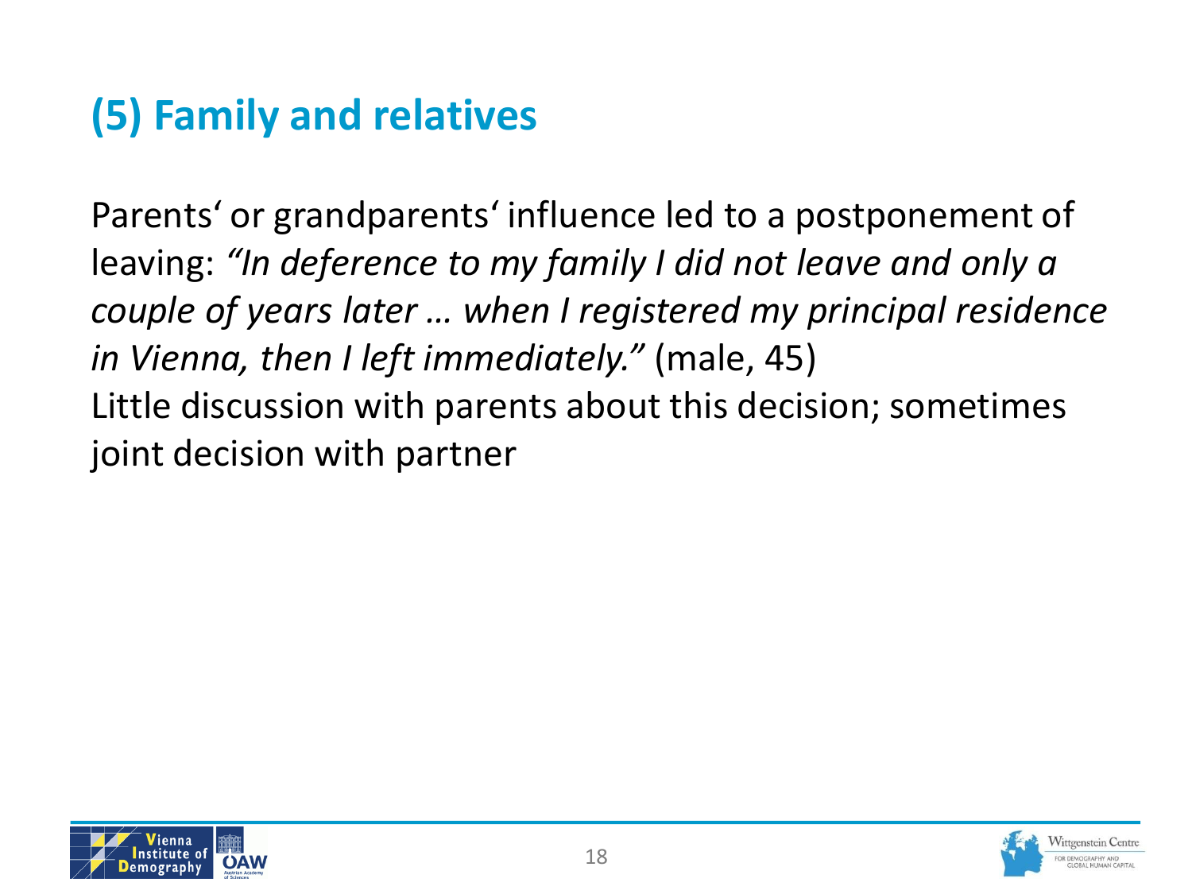# (5) Family and relatives

Parents‘ or grandparents‘ influence led to a postponement of leaving: *“In deference to my family I did not leave and only a couple of years later … when I registered my principal residence in Vienna, then I left immediately.”* (male, 45)

Little discussion with parents about this decision; sometimes joint decision with partner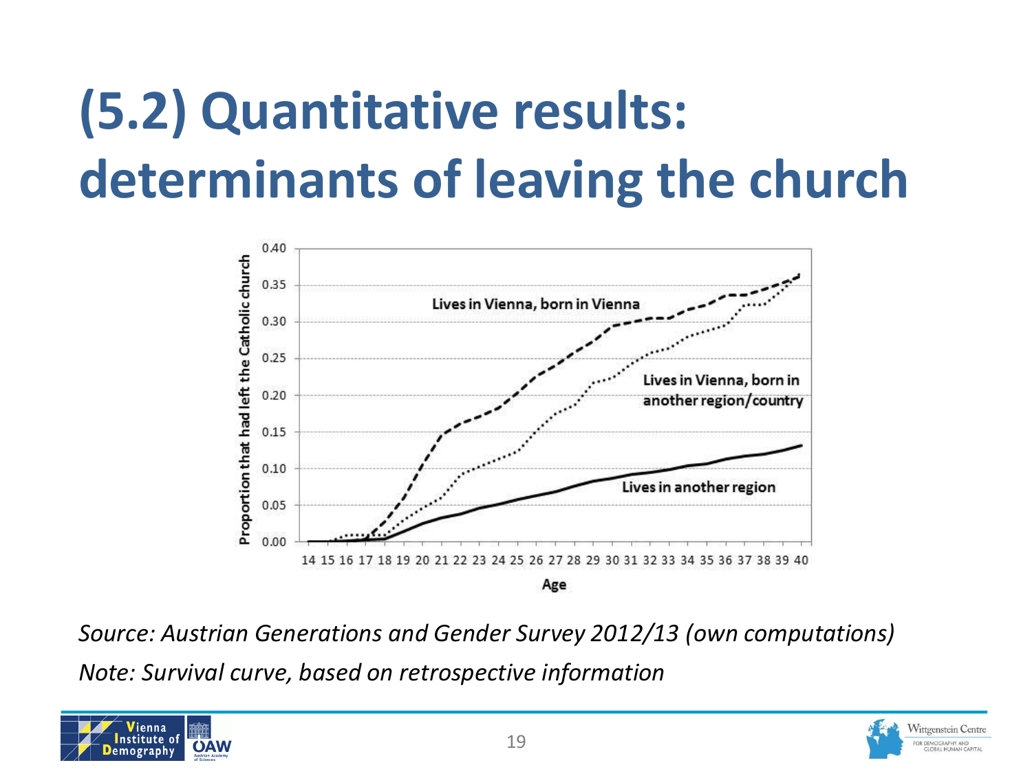# (5.2) Quantitative results: determinants of leaving the church

*Source: Austrian Generations and Gender Survey 2012/13 (own computations)*

*Note: Survival curve, based on retrospective information*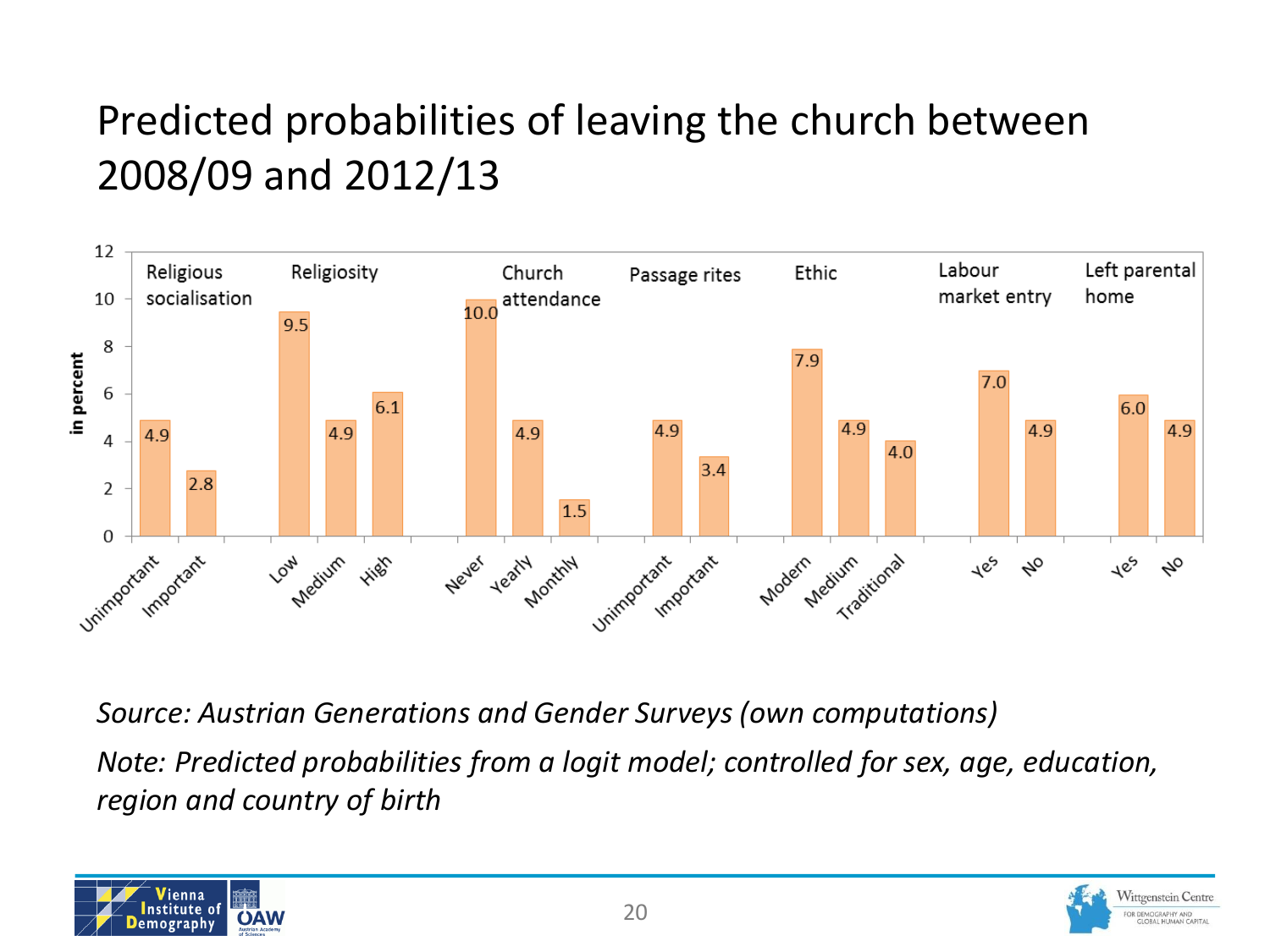# Predicted probabilities of leaving the church between 2008/09 and 2012/13

| Category | Value | Predicted probability (in percent) |
|---|---|---|
| Religious socialisation | Unimportant | 4.9 |
| | Important | 2.8 |
| Religiosity | Low | 9.5 |
| | Medium | 4.9 |
| | High | 6.1 |
| Church attendance | Never | 10.0 |
| | Yearly | 4.9 |
| | Monthly | 1.5 |
| Passage rites | Unimportant | 4.9 |
| | Important | 3.4 |
| Ethic | Modern | 7.9 |
| | Medium | 4.9 |
| | Traditional | 4.0 |
| Labour market entry | Yes | 7.0 |
| | No | 4.9 |
| Left parental home | Yes | 6.0 |
| | No | 4.9 |

*Source: Austrian Generations and Gender Surveys (own computations)*

*Note: Predicted probabilities from a logit model; controlled for sex, age, education, region and country of birth*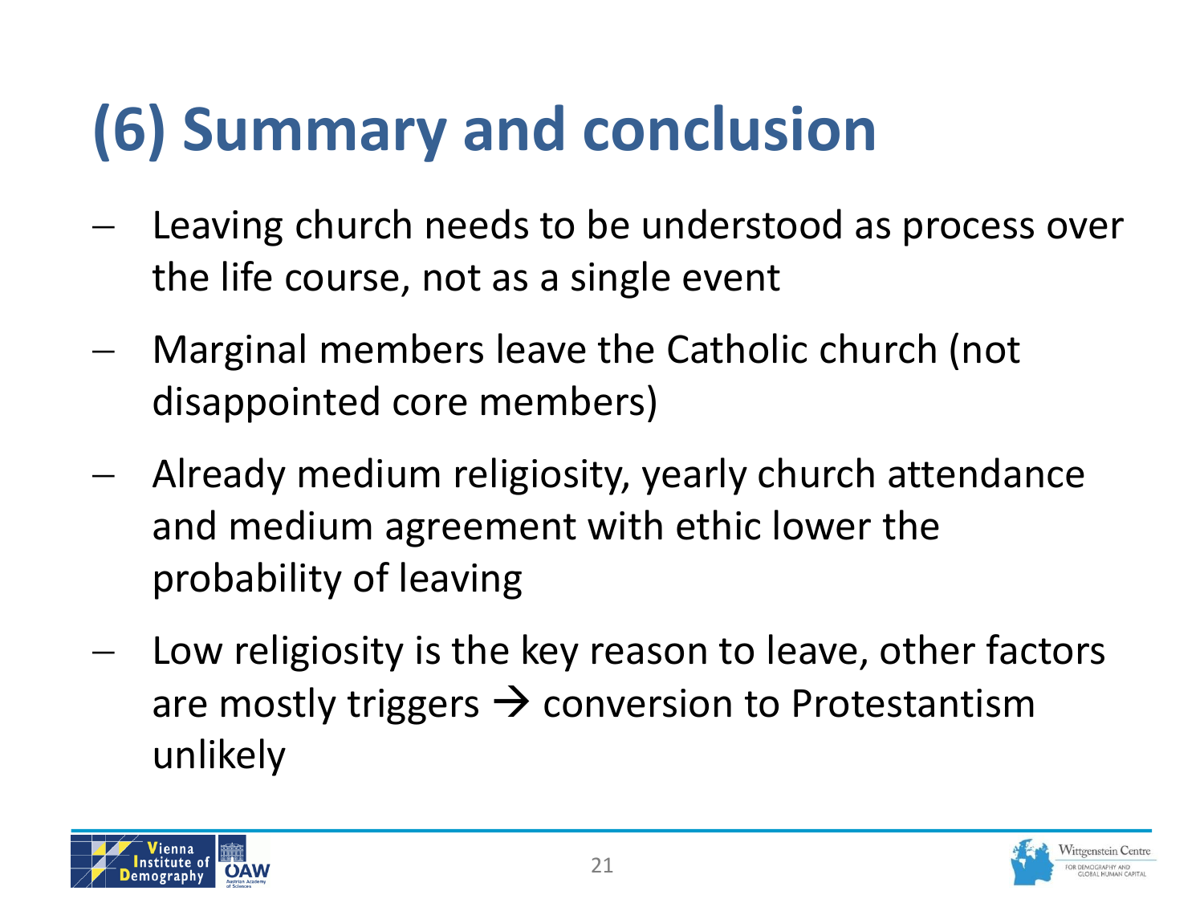# (6) Summary and conclusion

- Leaving church needs to be understood as process over the life course, not as a single event
- Marginal members leave the Catholic church (not disappointed core members)
- Already medium religiosity, yearly church attendance and medium agreement with ethic lower the probability of leaving
- Low religiosity is the key reason to leave, other factors are mostly triggers → conversion to Protestantism unlikely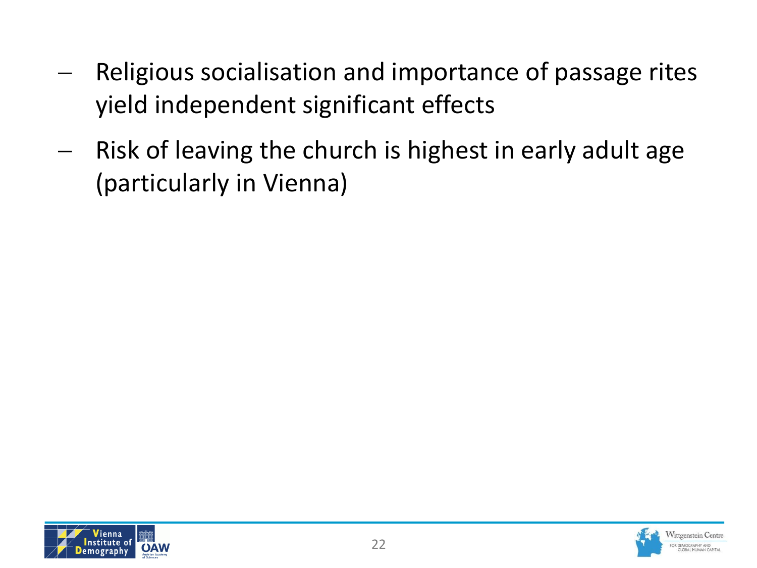- Religious socialisation and importance of passage rites yield independent significant effects
- Risk of leaving the church is highest in early adult age (particularly in Vienna)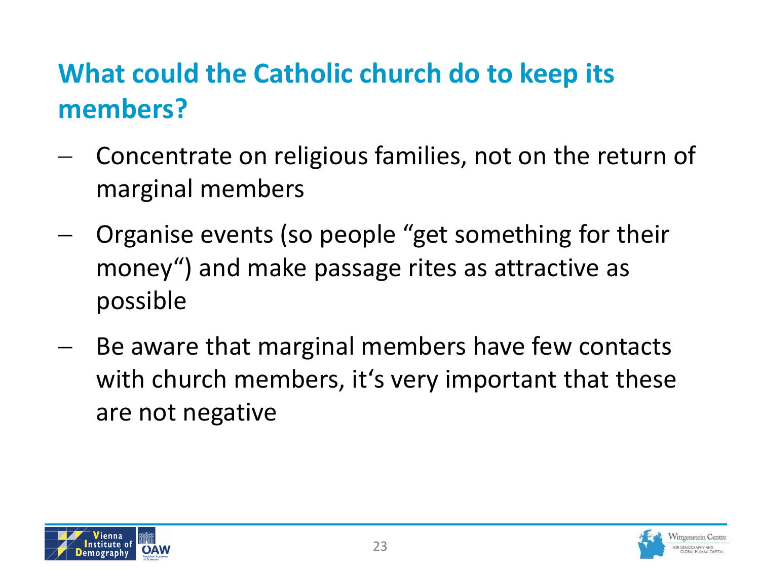## What could the Catholic church do to keep its members?

- Concentrate on religious families, not on the return of marginal members
- Organise events (so people "get something for their money") and make passage rites as attractive as possible
- Be aware that marginal members have few contacts with church members, it's very important that these are not negative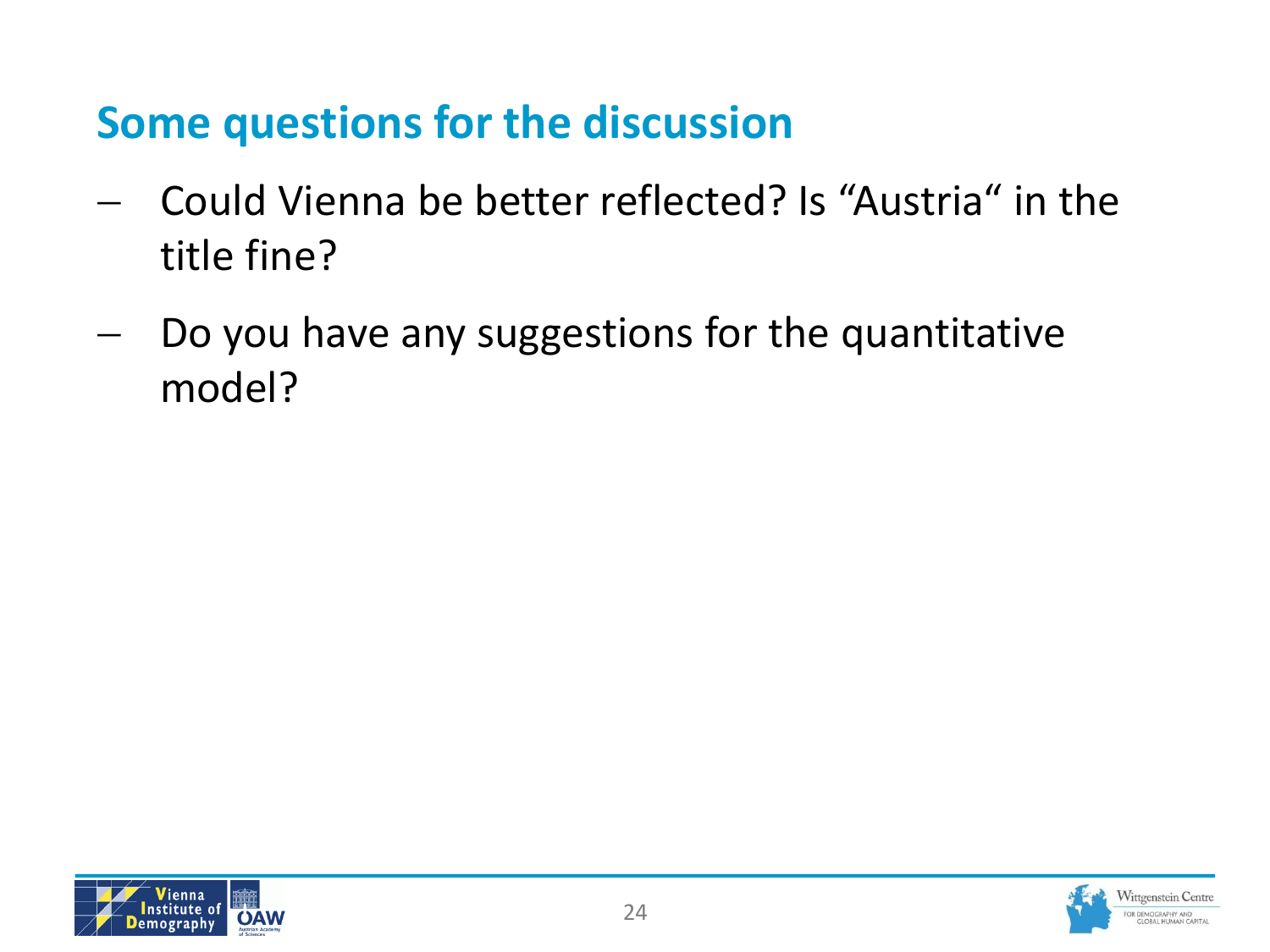## Some questions for the discussion

- Could Vienna be better reflected? Is “Austria“ in the title fine?
- Do you have any suggestions for the quantitative model?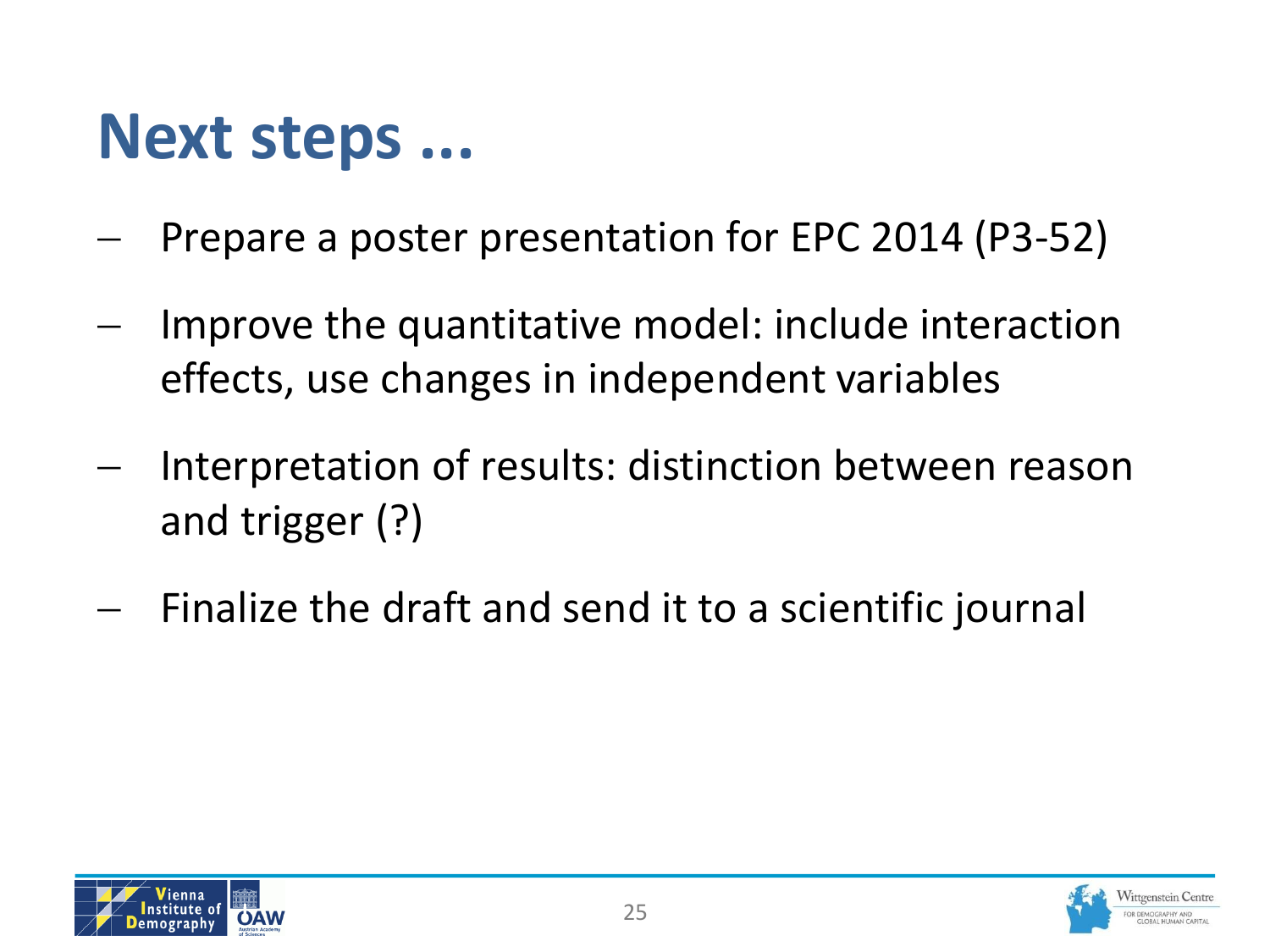# Next steps ...

- Prepare a poster presentation for EPC 2014 (P3-52)
- Improve the quantitative model: include interaction effects, use changes in independent variables
- Interpretation of results: distinction between reason and trigger (?)
- Finalize the draft and send it to a scientific journal